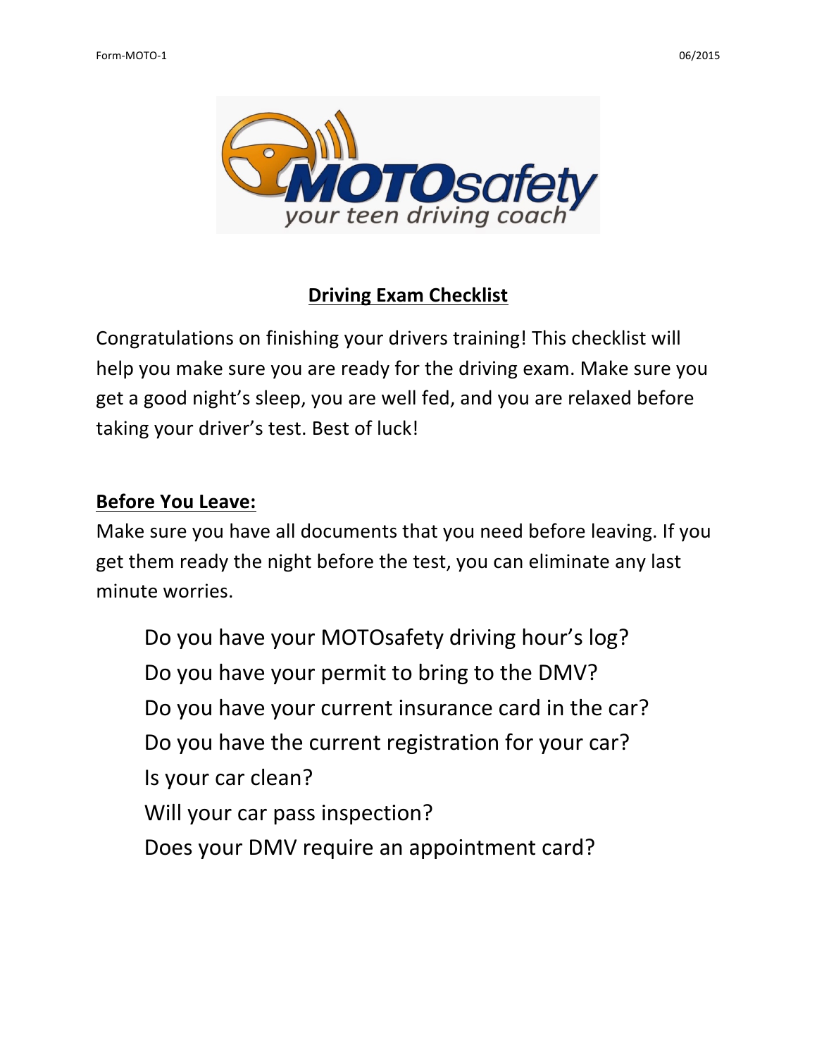## Driving Exam Checklist

Congratulations on finishing your drivers training! This checklist will help you make sure you are ready for the driving exam. Make sure you get a good night's sleep, you are well fed, and you are relaxed before taking your driver's test. Best of luck!

**Before You Leave:**

Make sure you have all documents that you need before leaving. If you get them ready the night before the test, you can eliminate any last minute worries.

- Do you have your MOTOsafety driving hour's log?
- Do you have your permit to bring to the DMV?
- Do you have your current insurance card in the car?
- Do you have the current registration for your car?
- Is your car clean?
- Will your car pass inspection?
- Does your DMV require an appointment card?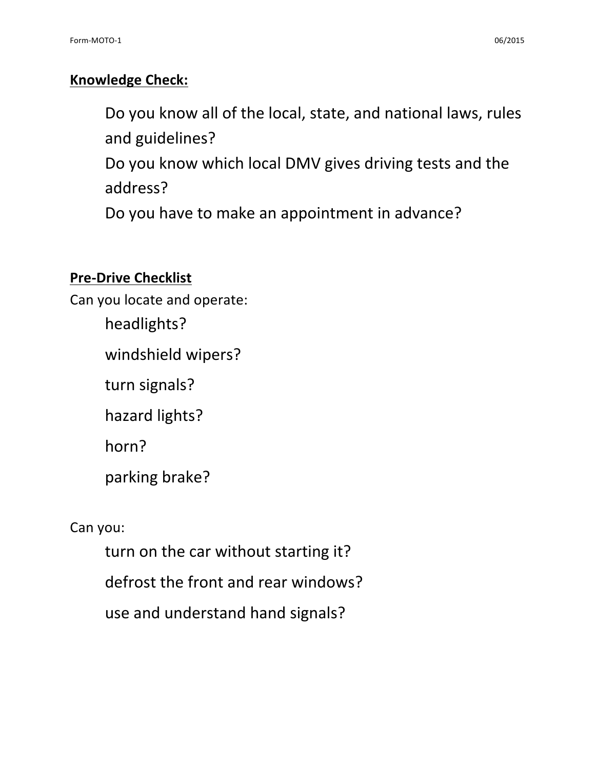**Knowledge Check:**

Do you know all of the local, state, and national laws, rules and guidelines?
Do you know which local DMV gives driving tests and the address?
Do you have to make an appointment in advance?

**Pre-Drive Checklist**

Can you locate and operate:

- headlights?
- windshield wipers?
- turn signals?
- hazard lights?
- horn?
- parking brake?

Can you:

- turn on the car without starting it?
- defrost the front and rear windows?
- use and understand hand signals?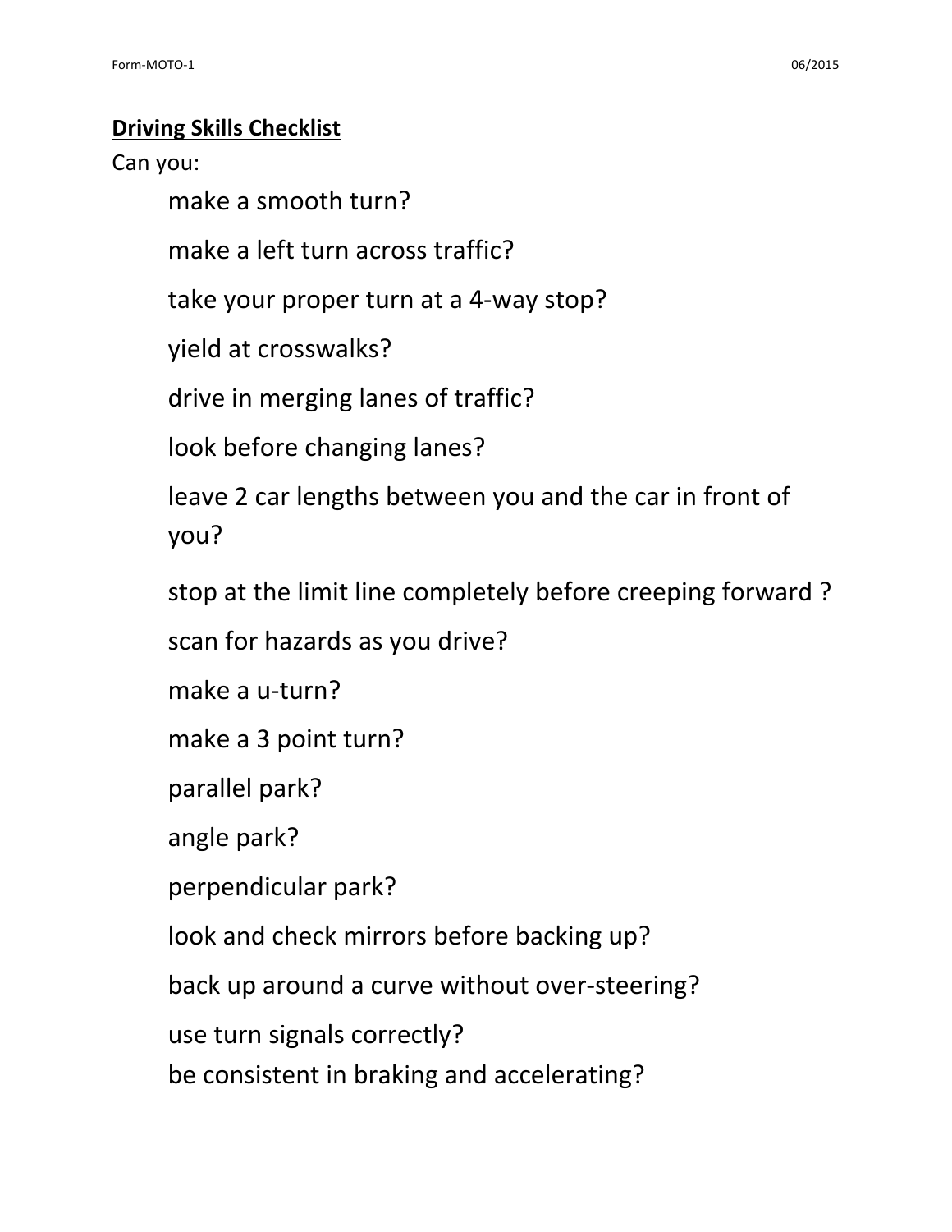**Driving Skills Checklist**

Can you:

- make a smooth turn?
- make a left turn across traffic?
- take your proper turn at a 4-way stop?
- yield at crosswalks?
- drive in merging lanes of traffic?
- look before changing lanes?
- leave 2 car lengths between you and the car in front of you?
- stop at the limit line completely before creeping forward ?
- scan for hazards as you drive?
- make a u-turn?
- make a 3 point turn?
- parallel park?
- angle park?
- perpendicular park?
- look and check mirrors before backing up?
- back up around a curve without over-steering?
- use turn signals correctly?
- be consistent in braking and accelerating?